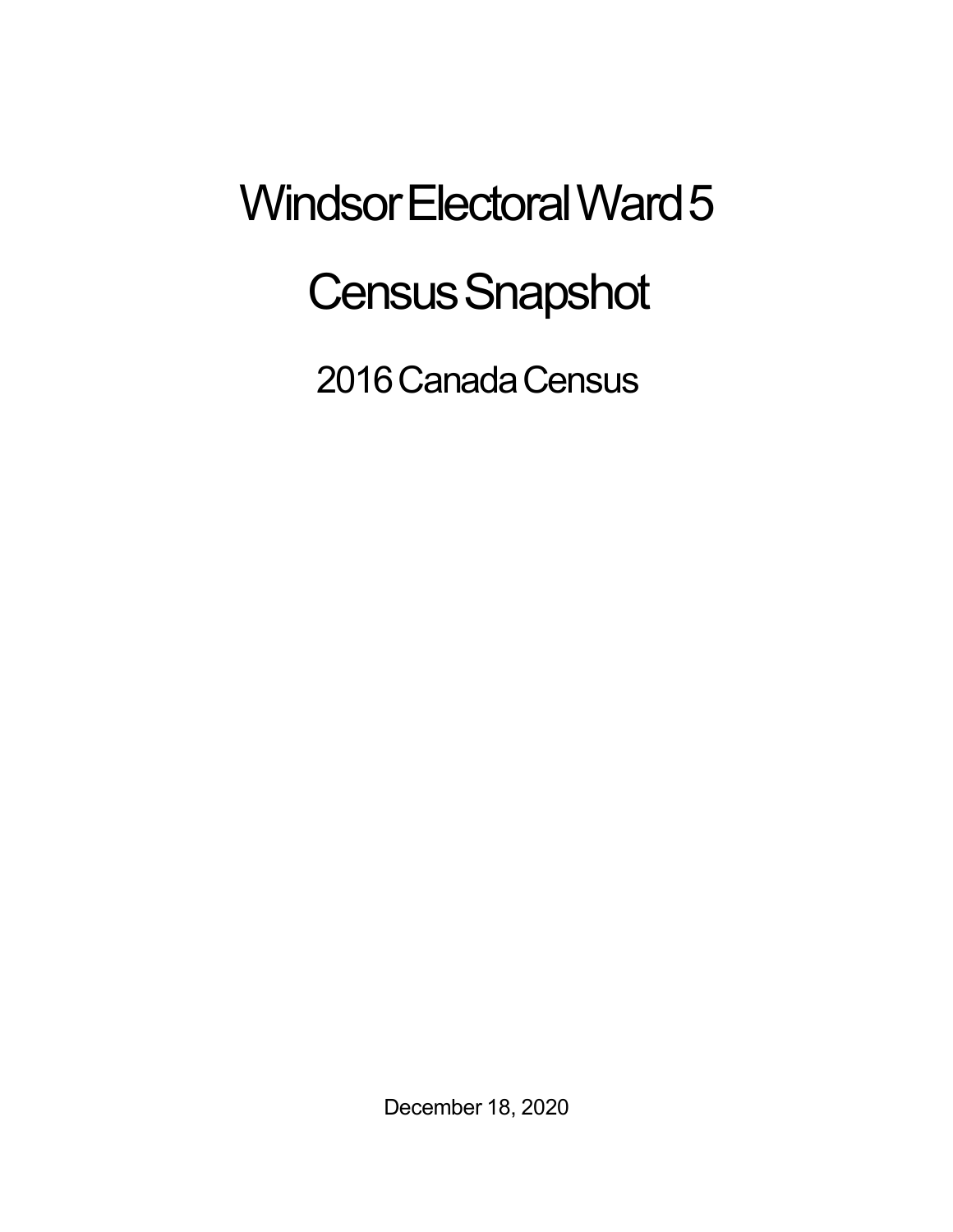# Windsor Electoral Ward 5

# Census Snapshot

## 2016 Canada Census

December 18, 2020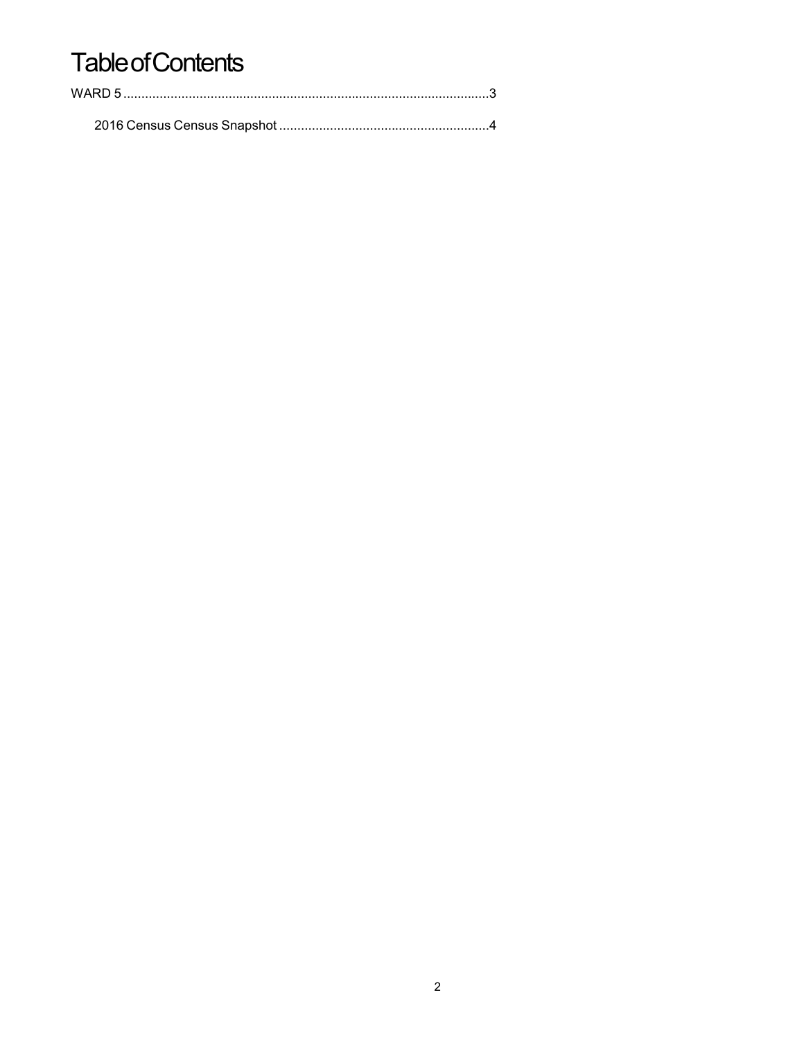# Table of Contents

WARD 5 ....................................................................................................3

2016 Census Census Snapshot ..........................................................4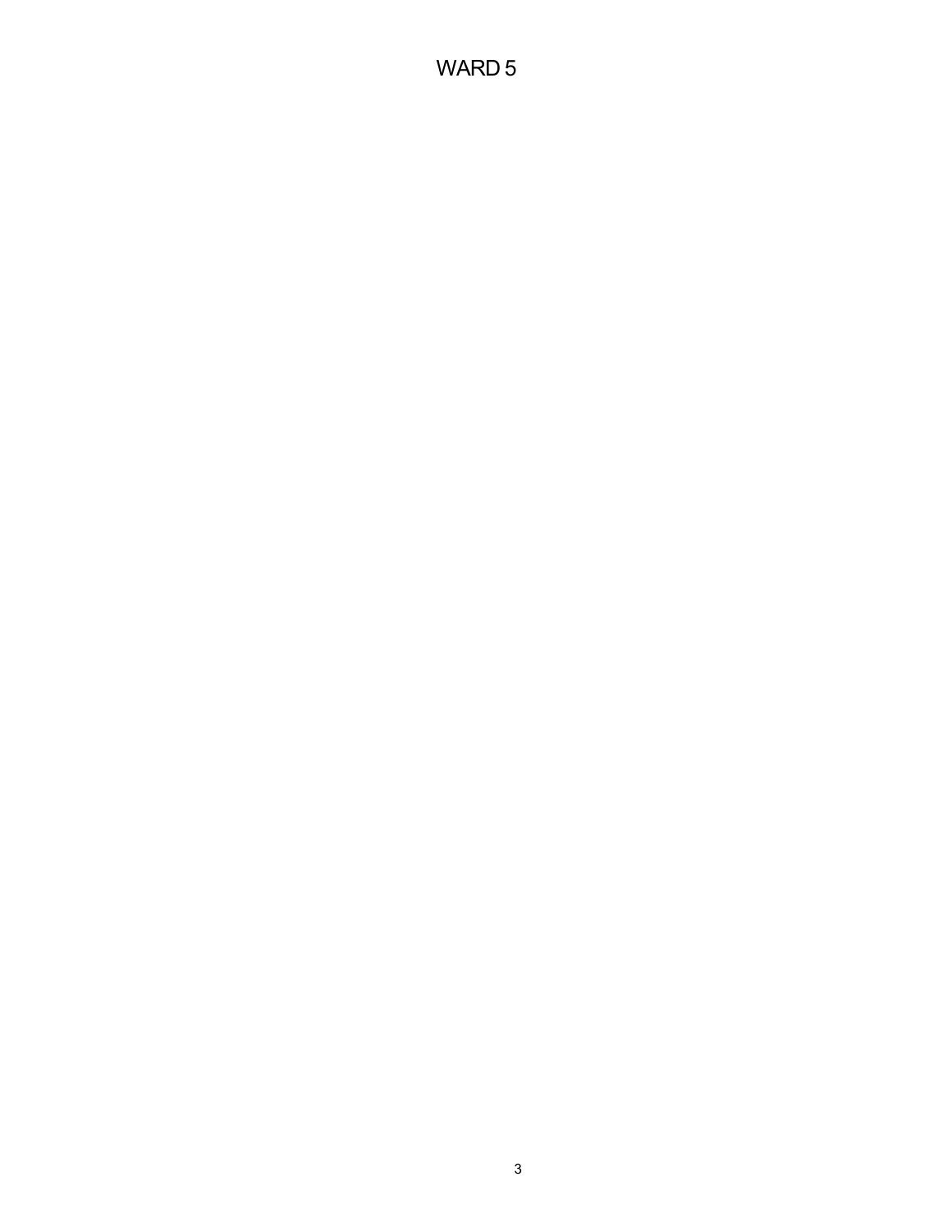# WARD 5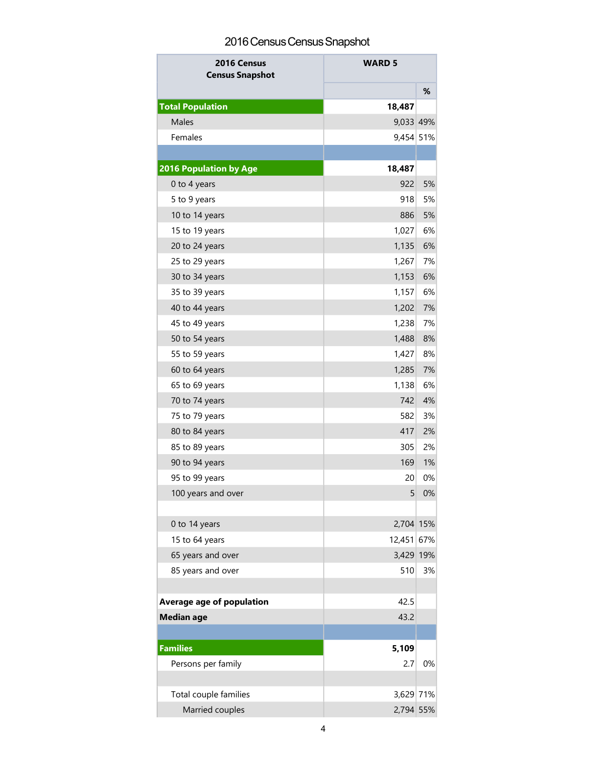# 2016 Census Census Snapshot

| 2016 Census Census Snapshot | WARD 5 | |
|---|---|---|
| | | % |
| **Total Population** | **18,487** | |
| Males | 9,033 | 49% |
| Females | 9,454 | 51% |
| | | |
| **2016 Population by Age** | **18,487** | |
| 0 to 4 years | 922 | 5% |
| 5 to 9 years | 918 | 5% |
| 10 to 14 years | 886 | 5% |
| 15 to 19 years | 1,027 | 6% |
| 20 to 24 years | 1,135 | 6% |
| 25 to 29 years | 1,267 | 7% |
| 30 to 34 years | 1,153 | 6% |
| 35 to 39 years | 1,157 | 6% |
| 40 to 44 years | 1,202 | 7% |
| 45 to 49 years | 1,238 | 7% |
| 50 to 54 years | 1,488 | 8% |
| 55 to 59 years | 1,427 | 8% |
| 60 to 64 years | 1,285 | 7% |
| 65 to 69 years | 1,138 | 6% |
| 70 to 74 years | 742 | 4% |
| 75 to 79 years | 582 | 3% |
| 80 to 84 years | 417 | 2% |
| 85 to 89 years | 305 | 2% |
| 90 to 94 years | 169 | 1% |
| 95 to 99 years | 20 | 0% |
| 100 years and over | 5 | 0% |
| | | |
| 0 to 14 years | 2,704 | 15% |
| 15 to 64 years | 12,451 | 67% |
| 65 years and over | 3,429 | 19% |
| 85 years and over | 510 | 3% |
| | | |
| **Average age of population** | 42.5 | |
| **Median age** | 43.2 | |
| | | |
| **Families** | **5,109** | |
| Persons per family | 2.7 | 0% |
| | | |
| Total couple families | 3,629 | 71% |
| Married couples | 2,794 | 55% |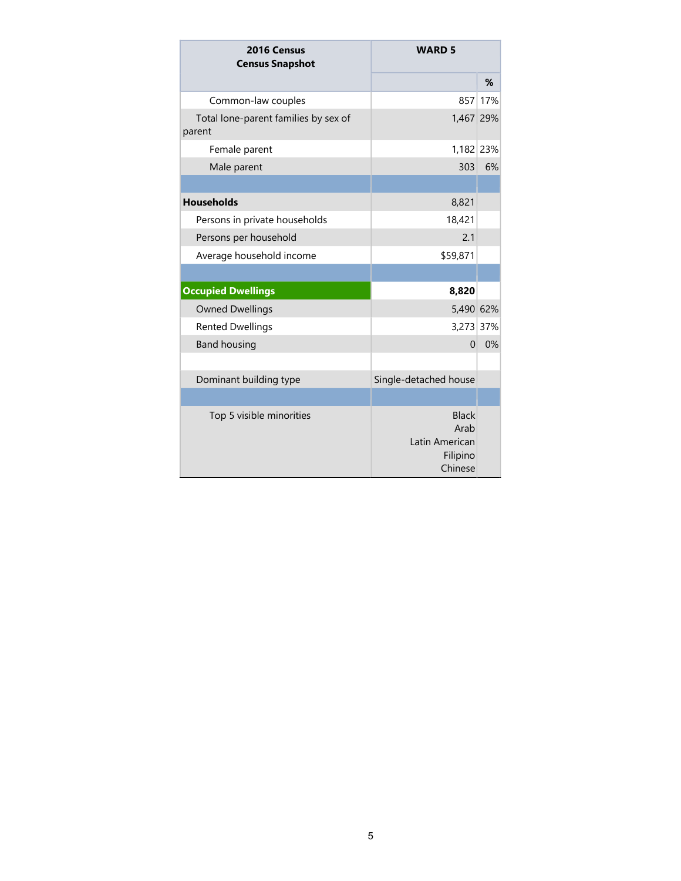| 2016 Census Census Snapshot | WARD 5 | |
|---|---|---|
| | | % |
| Common-law couples | 857 | 17% |
| Total lone-parent families by sex of parent | 1,467 | 29% |
| Female parent | 1,182 | 23% |
| Male parent | 303 | 6% |
| | | |
| **Households** | 8,821 | |
| Persons in private households | 18,421 | |
| Persons per household | 2.1 | |
| Average household income | $59,871 | |
| | | |
| **Occupied Dwellings** | **8,820** | |
| Owned Dwellings | 5,490 | 62% |
| Rented Dwellings | 3,273 | 37% |
| Band housing | 0 | 0% |
| | | |
| Dominant building type | Single-detached house | |
| | | |
| Top 5 visible minorities | Black<br>Arab<br>Latin American<br>Filipino<br>Chinese | |